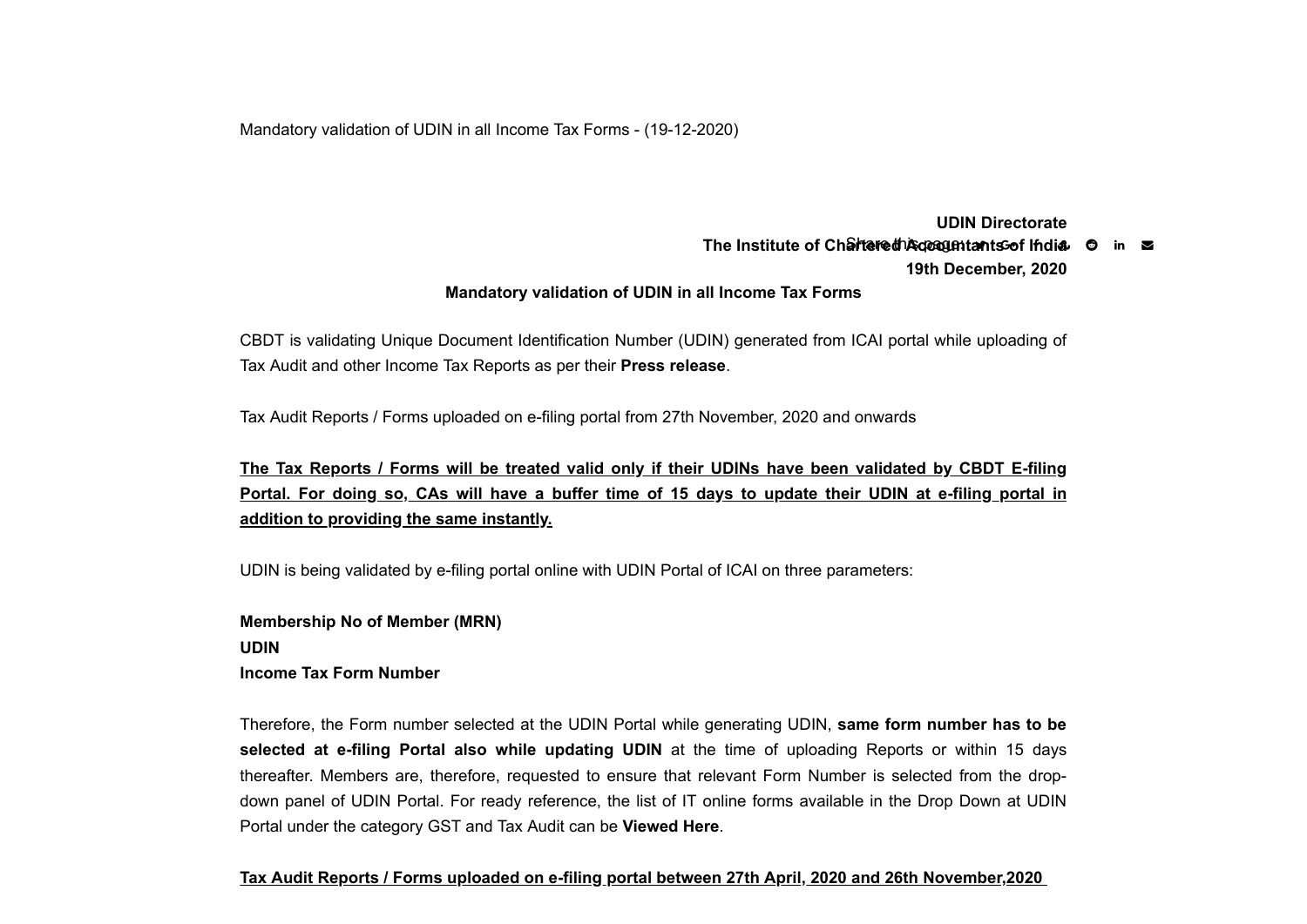Mandatory validation of UDIN in all Income Tax Forms - (19-12-2020)

**UDIN Directorate**
**The Institute of Chartered Accountants of India**
**19th December, 2020**

**Mandatory validation of UDIN in all Income Tax Forms**

CBDT is validating Unique Document Identification Number (UDIN) generated from ICAI portal while uploading of Tax Audit and other Income Tax Reports as per their **Press release**.

Tax Audit Reports / Forms uploaded on e-filing portal from 27th November, 2020 and onwards

**The Tax Reports / Forms will be treated valid only if their UDINs have been validated by CBDT E-filing Portal. For doing so, CAs will have a buffer time of 15 days to update their UDIN at e-filing portal in addition to providing the same instantly.**

UDIN is being validated by e-filing portal online with UDIN Portal of ICAI on three parameters:

**Membership No of Member (MRN)**
**UDIN**
**Income Tax Form Number**

Therefore, the Form number selected at the UDIN Portal while generating UDIN, **same form number has to be selected at e-filing Portal also while updating UDIN** at the time of uploading Reports or within 15 days thereafter. Members are, therefore, requested to ensure that relevant Form Number is selected from the drop-down panel of UDIN Portal. For ready reference, the list of IT online forms available in the Drop Down at UDIN Portal under the category GST and Tax Audit can be **Viewed Here**.

**Tax Audit Reports / Forms uploaded on e-filing portal between 27th April, 2020 and 26th November,2020**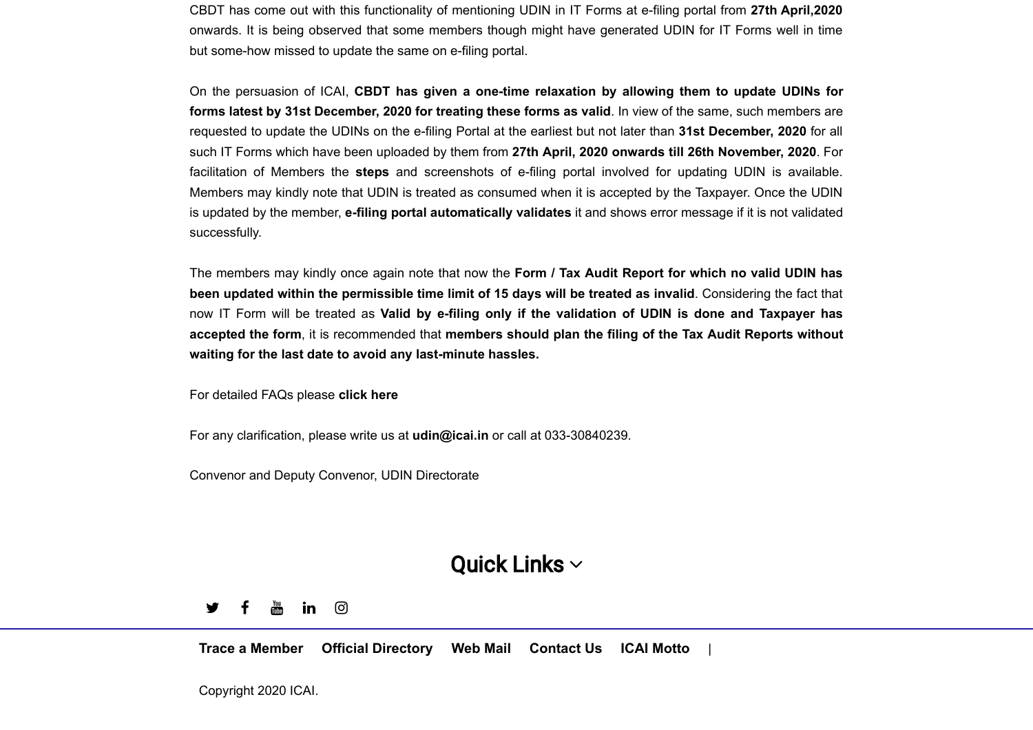CBDT has come out with this functionality of mentioning UDIN in IT Forms at e-filing portal from **27th April,2020** onwards. It is being observed that some members though might have generated UDIN for IT Forms well in time but some-how missed to update the same on e-filing portal.

On the persuasion of ICAI, **CBDT has given a one-time relaxation by allowing them to update UDINs for forms latest by 31st December, 2020 for treating these forms as valid**. In view of the same, such members are requested to update the UDINs on the e-filing Portal at the earliest but not later than **31st December, 2020** for all such IT Forms which have been uploaded by them from **27th April, 2020 onwards till 26th November, 2020**. For facilitation of Members the **steps** and screenshots of e-filing portal involved for updating UDIN is available. Members may kindly note that UDIN is treated as consumed when it is accepted by the Taxpayer. Once the UDIN is updated by the member, **e-filing portal automatically validates** it and shows error message if it is not validated successfully.

The members may kindly once again note that now the **Form / Tax Audit Report for which no valid UDIN has been updated within the permissible time limit of 15 days will be treated as invalid**. Considering the fact that now IT Form will be treated as **Valid by e-filing only if the validation of UDIN is done and Taxpayer has accepted the form**, it is recommended that **members should plan the filing of the Tax Audit Reports without waiting for the last date to avoid any last-minute hassles.**

For detailed FAQs please **click here**

For any clarification, please write us at **udin@icai.in** or call at 033-30840239.

Convenor and Deputy Convenor, UDIN Directorate

## Quick Links

**Trace a Member** **Official Directory** **Web Mail** **Contact Us** **ICAI Motto** |

Copyright 2020 ICAI.